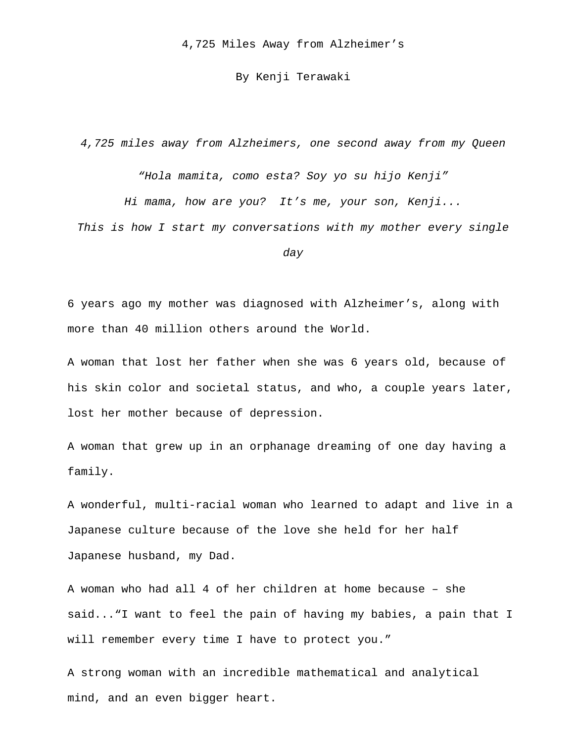# 4,725 Miles Away from Alzheimer's

By Kenji Terawaki

*4,725 miles away from Alzheimers, one second away from my Queen*

*"Hola mamita, como esta? Soy yo su hijo Kenji"*

*Hi mama, how are you?  It's me, your son, Kenji...*

*This is how I start my conversations with my mother every single day*

6 years ago my mother was diagnosed with Alzheimer's, along with more than 40 million others around the World.

A woman that lost her father when she was 6 years old, because of his skin color and societal status, and who, a couple years later, lost her mother because of depression.

A woman that grew up in an orphanage dreaming of one day having a family.

A wonderful, multi-racial woman who learned to adapt and live in a Japanese culture because of the love she held for her half Japanese husband, my Dad.

A woman who had all 4 of her children at home because – she said..."I want to feel the pain of having my babies, a pain that I will remember every time I have to protect you."

A strong woman with an incredible mathematical and analytical mind, and an even bigger heart.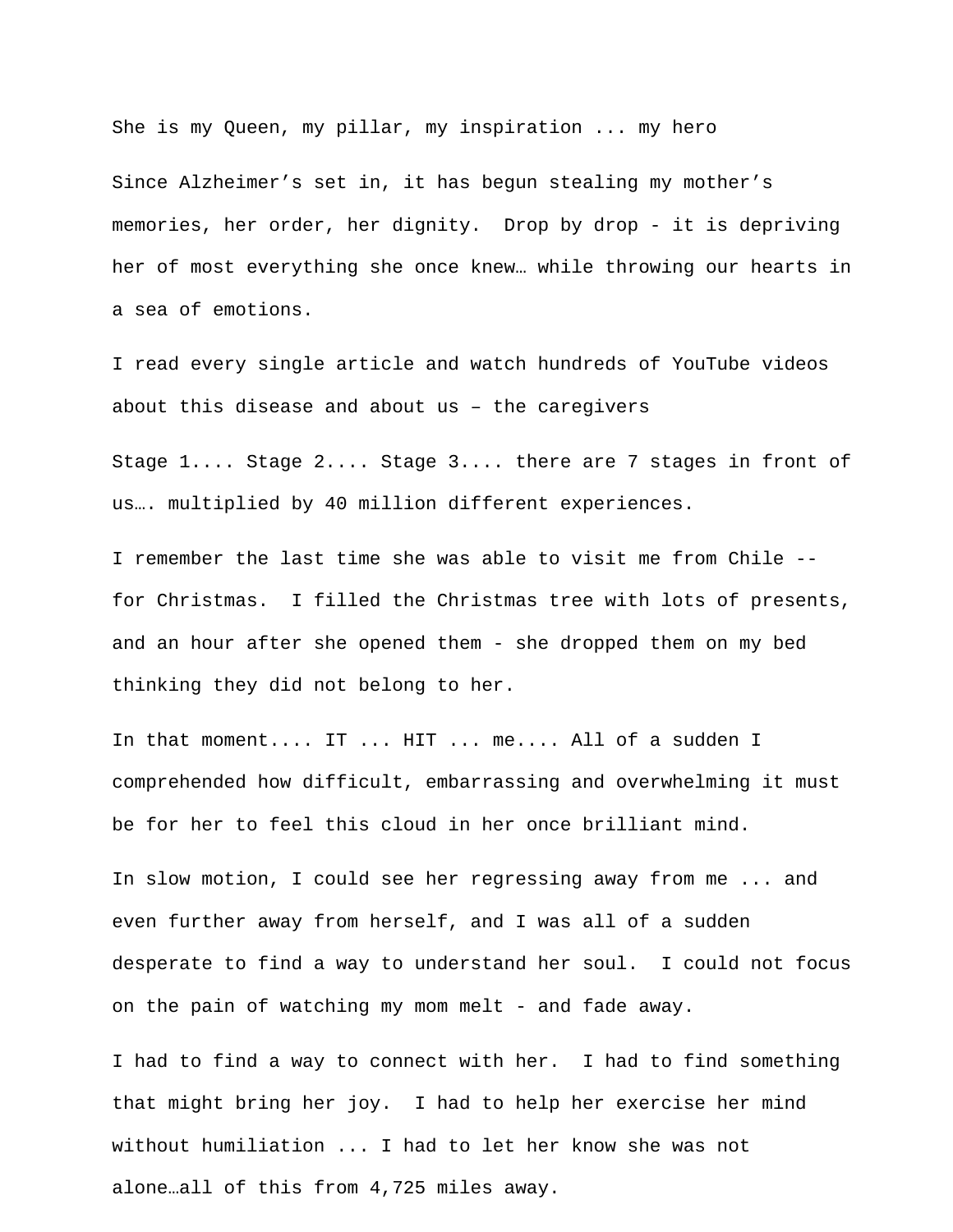She is my Queen, my pillar, my inspiration ... my hero

Since Alzheimer’s set in, it has begun stealing my mother’s memories, her order, her dignity.  Drop by drop - it is depriving her of most everything she once knew… while throwing our hearts in a sea of emotions.

I read every single article and watch hundreds of YouTube videos about this disease and about us – the caregivers

Stage 1.... Stage 2.... Stage 3.... there are 7 stages in front of us…. multiplied by 40 million different experiences.

I remember the last time she was able to visit me from Chile -- for Christmas.  I filled the Christmas tree with lots of presents, and an hour after she opened them - she dropped them on my bed thinking they did not belong to her.

In that moment.... IT ... HIT ... me.... All of a sudden I comprehended how difficult, embarrassing and overwhelming it must be for her to feel this cloud in her once brilliant mind.

In slow motion, I could see her regressing away from me ... and even further away from herself, and I was all of a sudden desperate to find a way to understand her soul.  I could not focus on the pain of watching my mom melt - and fade away.

I had to find a way to connect with her.  I had to find something that might bring her joy.  I had to help her exercise her mind without humiliation ... I had to let her know she was not alone…all of this from 4,725 miles away.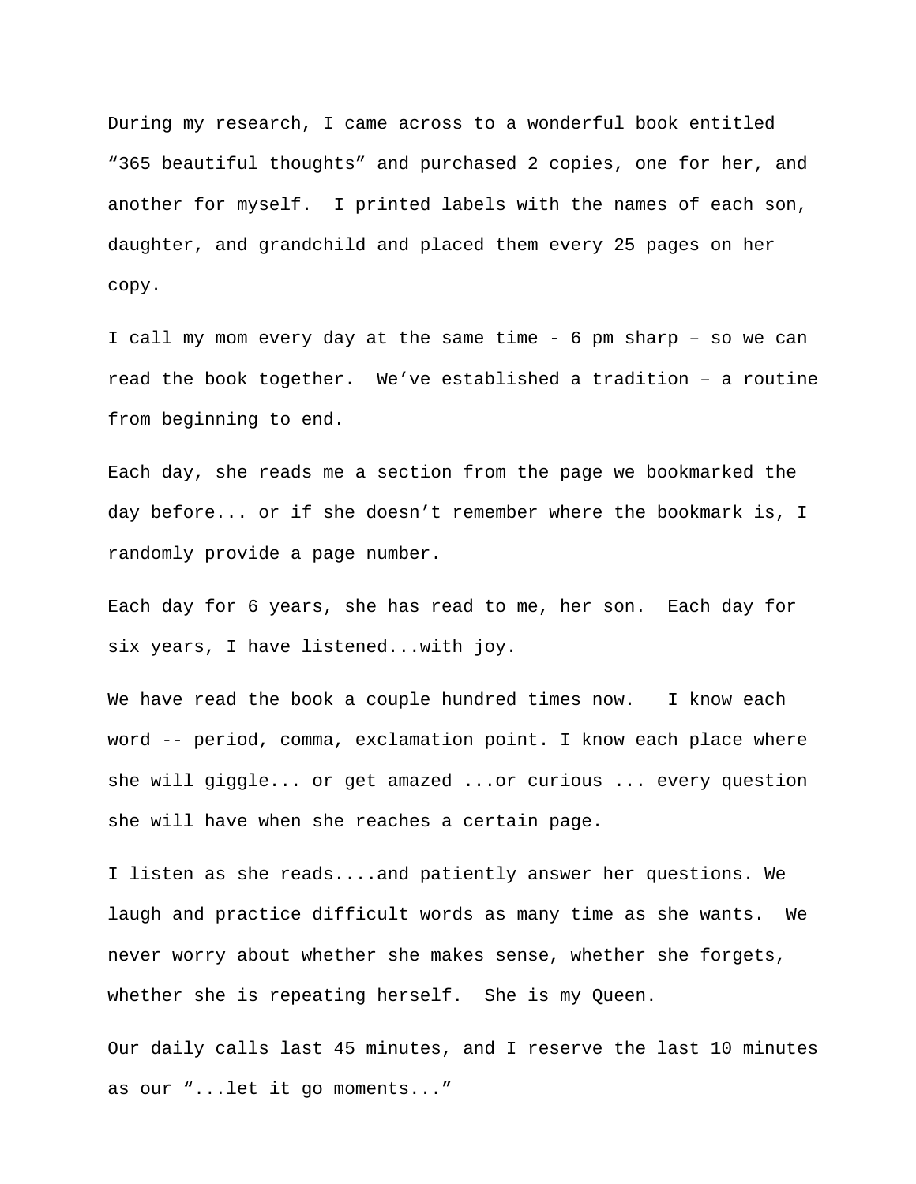During my research, I came across to a wonderful book entitled "365 beautiful thoughts" and purchased 2 copies, one for her, and another for myself. I printed labels with the names of each son, daughter, and grandchild and placed them every 25 pages on her copy.

I call my mom every day at the same time - 6 pm sharp – so we can read the book together. We've established a tradition – a routine from beginning to end.

Each day, she reads me a section from the page we bookmarked the day before... or if she doesn't remember where the bookmark is, I randomly provide a page number.

Each day for 6 years, she has read to me, her son. Each day for six years, I have listened...with joy.

We have read the book a couple hundred times now. I know each word -- period, comma, exclamation point. I know each place where she will giggle... or get amazed ...or curious ... every question she will have when she reaches a certain page.

I listen as she reads....and patiently answer her questions. We laugh and practice difficult words as many time as she wants. We never worry about whether she makes sense, whether she forgets, whether she is repeating herself. She is my Queen.

Our daily calls last 45 minutes, and I reserve the last 10 minutes as our "...let it go moments..."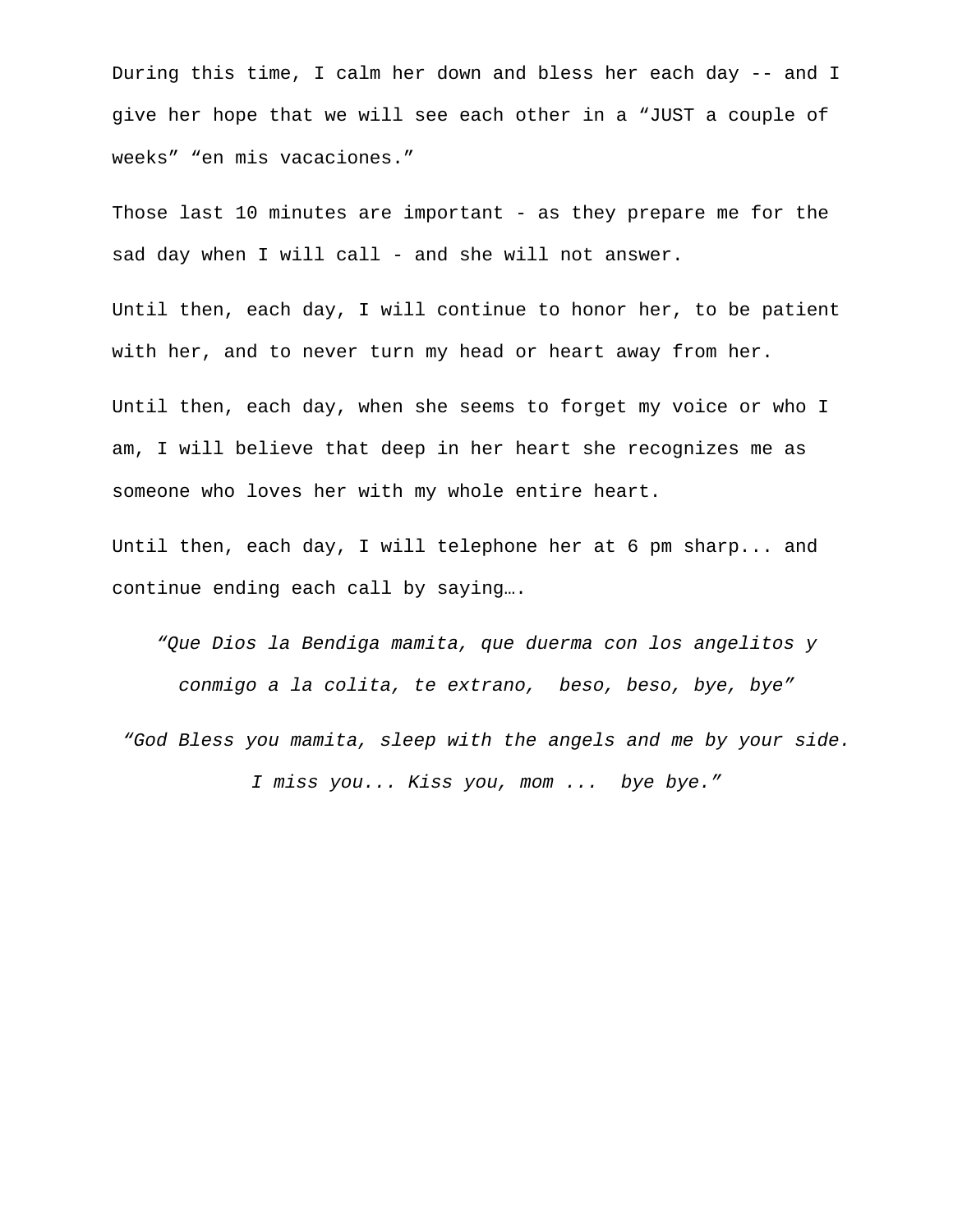During this time, I calm her down and bless her each day -- and I give her hope that we will see each other in a “JUST a couple of weeks” “en mis vacaciones.”

Those last 10 minutes are important - as they prepare me for the sad day when I will call - and she will not answer.

Until then, each day, I will continue to honor her, to be patient with her, and to never turn my head or heart away from her.

Until then, each day, when she seems to forget my voice or who I am, I will believe that deep in her heart she recognizes me as someone who loves her with my whole entire heart.

Until then, each day, I will telephone her at 6 pm sharp... and continue ending each call by saying….

*“Que Dios la Bendiga mamita, que duerma con los angelitos y conmigo a la colita, te extrano,  beso, beso, bye, bye”*

*“God Bless you mamita, sleep with the angels and me by your side. I miss you... Kiss you, mom ...  bye bye.”*